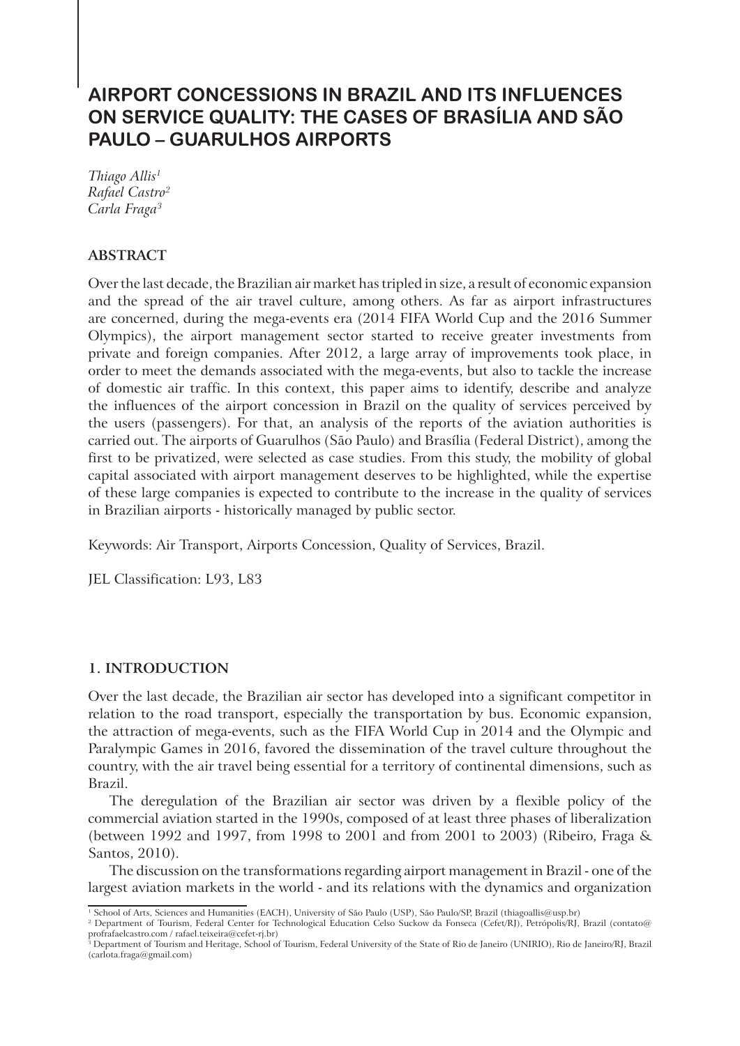# AIRPORT CONCESSIONS IN BRAZIL AND ITS INFLUENCES ON SERVICE QUALITY: THE CASES OF BRASÍLIA AND SÃO PAULO – GUARULHOS AIRPORTS

*Thiago Allis*[1]
*Rafael Castro*[2]
*Carla Fraga*[3]

## ABSTRACT

Over the last decade, the Brazilian air market has tripled in size, a result of economic expansion and the spread of the air travel culture, among others. As far as airport infrastructures are concerned, during the mega-events era (2014 FIFA World Cup and the 2016 Summer Olympics), the airport management sector started to receive greater investments from private and foreign companies. After 2012, a large array of improvements took place, in order to meet the demands associated with the mega-events, but also to tackle the increase of domestic air traffic. In this context, this paper aims to identify, describe and analyze the influences of the airport concession in Brazil on the quality of services perceived by the users (passengers). For that, an analysis of the reports of the aviation authorities is carried out. The airports of Guarulhos (São Paulo) and Brasília (Federal District), among the first to be privatized, were selected as case studies. From this study, the mobility of global capital associated with airport management deserves to be highlighted, while the expertise of these large companies is expected to contribute to the increase in the quality of services in Brazilian airports - historically managed by public sector.

Keywords: Air Transport, Airports Concession, Quality of Services, Brazil.

JEL Classification: L93, L83

## 1. INTRODUCTION

Over the last decade, the Brazilian air sector has developed into a significant competitor in relation to the road transport, especially the transportation by bus. Economic expansion, the attraction of mega-events, such as the FIFA World Cup in 2014 and the Olympic and Paralympic Games in 2016, favored the dissemination of the travel culture throughout the country, with the air travel being essential for a territory of continental dimensions, such as Brazil.

The deregulation of the Brazilian air sector was driven by a flexible policy of the commercial aviation started in the 1990s, composed of at least three phases of liberalization (between 1992 and 1997, from 1998 to 2001 and from 2001 to 2003) (Ribeiro, Fraga & Santos, 2010).

The discussion on the transformations regarding airport management in Brazil - one of the largest aviation markets in the world - and its relations with the dynamics and organization

---

[1] School of Arts, Sciences and Humanities (EACH), University of São Paulo (USP), São Paulo/SP, Brazil (thiagoallis@usp.br)

[2] Department of Tourism, Federal Center for Technological Education Celso Suckow da Fonseca (Cefet/RJ), Petrópolis/RJ, Brazil (contato@profrafaelcastro.com / rafael.teixeira@cefet-rj.br)

[3] Department of Tourism and Heritage, School of Tourism, Federal University of the State of Rio de Janeiro (UNIRIO), Rio de Janeiro/RJ, Brazil (carlota.fraga@gmail.com)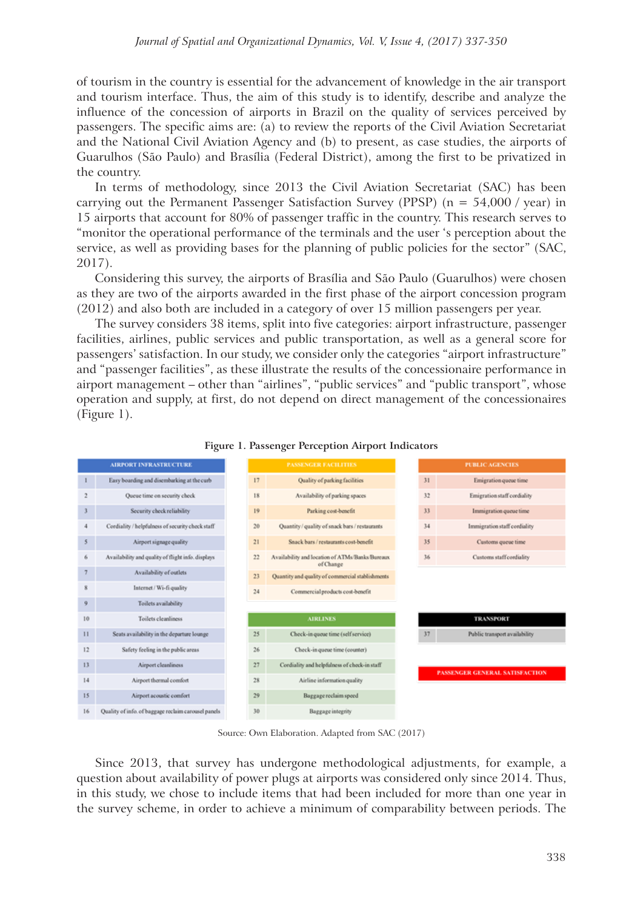of tourism in the country is essential for the advancement of knowledge in the air transport and tourism interface. Thus, the aim of this study is to identify, describe and analyze the influence of the concession of airports in Brazil on the quality of services perceived by passengers. The specific aims are: (a) to review the reports of the Civil Aviation Secretariat and the National Civil Aviation Agency and (b) to present, as case studies, the airports of Guarulhos (São Paulo) and Brasília (Federal District), among the first to be privatized in the country.

In terms of methodology, since 2013 the Civil Aviation Secretariat (SAC) has been carrying out the Permanent Passenger Satisfaction Survey (PPSP) (n = 54,000 / year) in 15 airports that account for 80% of passenger traffic in the country. This research serves to "monitor the operational performance of the terminals and the user 's perception about the service, as well as providing bases for the planning of public policies for the sector" (SAC, 2017).

Considering this survey, the airports of Brasília and São Paulo (Guarulhos) were chosen as they are two of the airports awarded in the first phase of the airport concession program (2012) and also both are included in a category of over 15 million passengers per year.

The survey considers 38 items, split into five categories: airport infrastructure, passenger facilities, airlines, public services and public transportation, as well as a general score for passengers' satisfaction. In our study, we consider only the categories "airport infrastructure" and "passenger facilities", as these illustrate the results of the concessionaire performance in airport management – other than "airlines", "public services" and "public transport", whose operation and supply, at first, do not depend on direct management of the concessionaires (Figure 1).

**Figure 1. Passenger Perception Airport Indicators**

| AIRPORT INFRASTRUCTURE | |
|---|---|
| 1 | Easy boarding and disembarking at the curb |
| 2 | Queue time on security check |
| 3 | Security check reliability |
| 4 | Cordiality / helpfulness of security check staff |
| 5 | Airport signage quality |
| 6 | Availability and quality of flight info. displays |
| 7 | Availability of outlets |
| 8 | Internet / Wi-fi quality |
| 9 | Toilets availability |
| 10 | Toilets cleanliness |
| 11 | Seats availability in the departure lounge |
| 12 | Safety feeling in the public areas |
| 13 | Airport cleanliness |
| 14 | Airport thermal comfort |
| 15 | Airport acoustic comfort |
| 16 | Quality of info. of baggage reclaim carousel panels |

| PASSENGER FACILITIES | |
|---|---|
| 17 | Quality of parking facilities |
| 18 | Availability of parking spaces |
| 19 | Parking cost-benefit |
| 20 | Quantity / quality of snack bars / restaurants |
| 21 | Snack bars / restaurants cost-benefit |
| 22 | Availability and location of ATMs/Banks/Bureaux of Change |
| 23 | Quantity and quality of commercial stablishments |
| 24 | Commercial products cost-benefit |

| AIRLINES | |
|---|---|
| 25 | Check-in queue time (self service) |
| 26 | Check-in queue time (counter) |
| 27 | Cordiality and helpfulness of check-in staff |
| 28 | Airline information quality |
| 29 | Baggage reclaim speed |
| 30 | Baggage integrity |

| PUBLIC AGENCIES | |
|---|---|
| 31 | Emigration queue time |
| 32 | Emigration staff cordiality |
| 33 | Immigration queue time |
| 34 | Immigration staff cordiality |
| 35 | Customs queue time |
| 36 | Customs staff cordiality |

| TRANSPORT | |
|---|---|
| 37 | Public transport availability |

**PASSENGER GENERAL SATISFACTION**

Source: Own Elaboration. Adapted from SAC (2017)

Since 2013, that survey has undergone methodological adjustments, for example, a question about availability of power plugs at airports was considered only since 2014. Thus, in this study, we chose to include items that had been included for more than one year in the survey scheme, in order to achieve a minimum of comparability between periods. The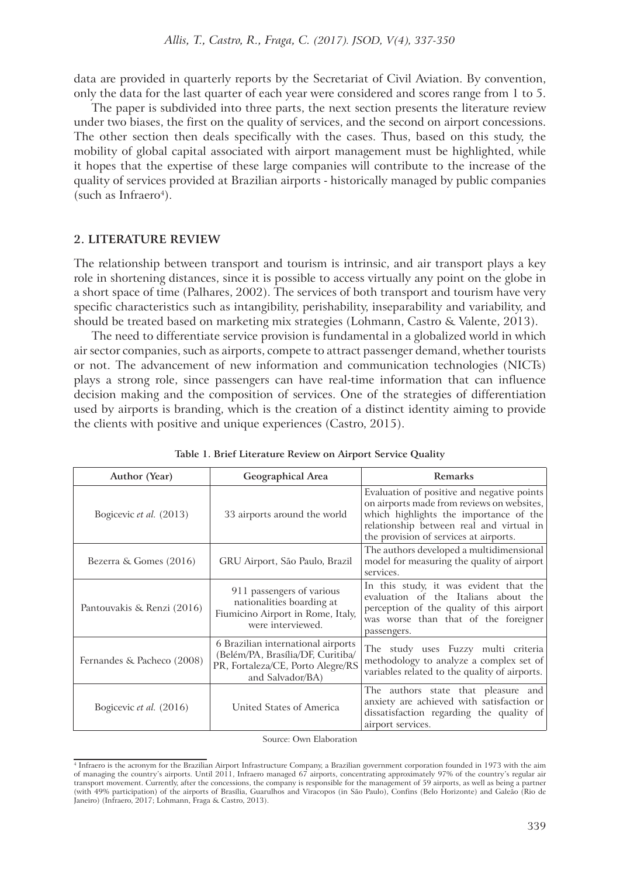data are provided in quarterly reports by the Secretariat of Civil Aviation. By convention, only the data for the last quarter of each year were considered and scores range from 1 to 5.

The paper is subdivided into three parts, the next section presents the literature review under two biases, the first on the quality of services, and the second on airport concessions. The other section then deals specifically with the cases. Thus, based on this study, the mobility of global capital associated with airport management must be highlighted, while it hopes that the expertise of these large companies will contribute to the increase of the quality of services provided at Brazilian airports - historically managed by public companies (such as Infraero[4]).

## 2. LITERATURE REVIEW

The relationship between transport and tourism is intrinsic, and air transport plays a key role in shortening distances, since it is possible to access virtually any point on the globe in a short space of time (Palhares, 2002). The services of both transport and tourism have very specific characteristics such as intangibility, perishability, inseparability and variability, and should be treated based on marketing mix strategies (Lohmann, Castro & Valente, 2013).

The need to differentiate service provision is fundamental in a globalized world in which air sector companies, such as airports, compete to attract passenger demand, whether tourists or not. The advancement of new information and communication technologies (NICTs) plays a strong role, since passengers can have real-time information that can influence decision making and the composition of services. One of the strategies of differentiation used by airports is branding, which is the creation of a distinct identity aiming to provide the clients with positive and unique experiences (Castro, 2015).

**Table 1. Brief Literature Review on Airport Service Quality**

| Author (Year) | Geographical Area | Remarks |
|---|---|---|
| Bogicevic *et al.* (2013) | 33 airports around the world | Evaluation of positive and negative points on airports made from reviews on websites, which highlights the importance of the relationship between real and virtual in the provision of services at airports. |
| Bezerra & Gomes (2016) | GRU Airport, São Paulo, Brazil | The authors developed a multidimensional model for measuring the quality of airport services. |
| Pantouvakis & Renzi (2016) | 911 passengers of various nationalities boarding at Fiumicino Airport in Rome, Italy, were interviewed. | In this study, it was evident that the evaluation of the Italians about the perception of the quality of this airport was worse than that of the foreigner passengers. |
| Fernandes & Pacheco (2008) | 6 Brazilian international airports (Belém/PA, Brasília/DF, Curitiba/PR, Fortaleza/CE, Porto Alegre/RS and Salvador/BA) | The study uses Fuzzy multi criteria methodology to analyze a complex set of variables related to the quality of airports. |
| Bogicevic *et al.* (2016) | United States of America | The authors state that pleasure and anxiety are achieved with satisfaction or dissatisfaction regarding the quality of airport services. |

Source: Own Elaboration

[4] Infraero is the acronym for the Brazilian Airport Infrastructure Company, a Brazilian government corporation founded in 1973 with the aim of managing the country's airports. Until 2011, Infraero managed 67 airports, concentrating approximately 97% of the country's regular air transport movement. Currently, after the concessions, the company is responsible for the management of 59 airports, as well as being a partner (with 49% participation) of the airports of Brasília, Guarulhos and Viracopos (in São Paulo), Confins (Belo Horizonte) and Galeão (Rio de Janeiro) (Infraero, 2017; Lohmann, Fraga & Castro, 2013).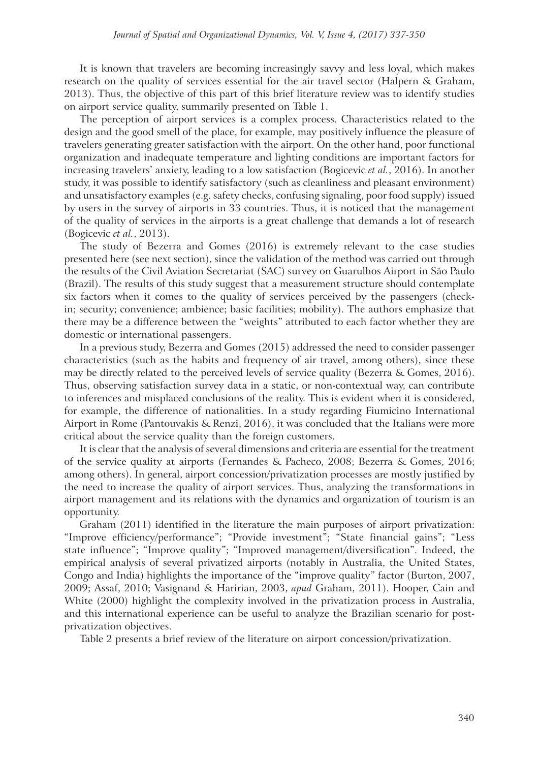It is known that travelers are becoming increasingly savvy and less loyal, which makes research on the quality of services essential for the air travel sector (Halpern & Graham, 2013). Thus, the objective of this part of this brief literature review was to identify studies on airport service quality, summarily presented on Table 1.

The perception of airport services is a complex process. Characteristics related to the design and the good smell of the place, for example, may positively influence the pleasure of travelers generating greater satisfaction with the airport. On the other hand, poor functional organization and inadequate temperature and lighting conditions are important factors for increasing travelers' anxiety, leading to a low satisfaction (Bogicevic *et al.*, 2016). In another study, it was possible to identify satisfactory (such as cleanliness and pleasant environment) and unsatisfactory examples (e.g. safety checks, confusing signaling, poor food supply) issued by users in the survey of airports in 33 countries. Thus, it is noticed that the management of the quality of services in the airports is a great challenge that demands a lot of research (Bogicevic *et al.*, 2013).

The study of Bezerra and Gomes (2016) is extremely relevant to the case studies presented here (see next section), since the validation of the method was carried out through the results of the Civil Aviation Secretariat (SAC) survey on Guarulhos Airport in São Paulo (Brazil). The results of this study suggest that a measurement structure should contemplate six factors when it comes to the quality of services perceived by the passengers (check-in; security; convenience; ambience; basic facilities; mobility). The authors emphasize that there may be a difference between the "weights" attributed to each factor whether they are domestic or international passengers.

In a previous study, Bezerra and Gomes (2015) addressed the need to consider passenger characteristics (such as the habits and frequency of air travel, among others), since these may be directly related to the perceived levels of service quality (Bezerra & Gomes, 2016). Thus, observing satisfaction survey data in a static, or non-contextual way, can contribute to inferences and misplaced conclusions of the reality. This is evident when it is considered, for example, the difference of nationalities. In a study regarding Fiumicino International Airport in Rome (Pantouvakis & Renzi, 2016), it was concluded that the Italians were more critical about the service quality than the foreign customers.

It is clear that the analysis of several dimensions and criteria are essential for the treatment of the service quality at airports (Fernandes & Pacheco, 2008; Bezerra & Gomes, 2016; among others). In general, airport concession/privatization processes are mostly justified by the need to increase the quality of airport services. Thus, analyzing the transformations in airport management and its relations with the dynamics and organization of tourism is an opportunity.

Graham (2011) identified in the literature the main purposes of airport privatization: "Improve efficiency/performance"; "Provide investment"; "State financial gains"; "Less state influence"; "Improve quality"; "Improved management/diversification". Indeed, the empirical analysis of several privatized airports (notably in Australia, the United States, Congo and India) highlights the importance of the "improve quality" factor (Burton, 2007, 2009; Assaf, 2010; Vasignand & Haririan, 2003, *apud* Graham, 2011). Hooper, Cain and White (2000) highlight the complexity involved in the privatization process in Australia, and this international experience can be useful to analyze the Brazilian scenario for post-privatization objectives.

Table 2 presents a brief review of the literature on airport concession/privatization.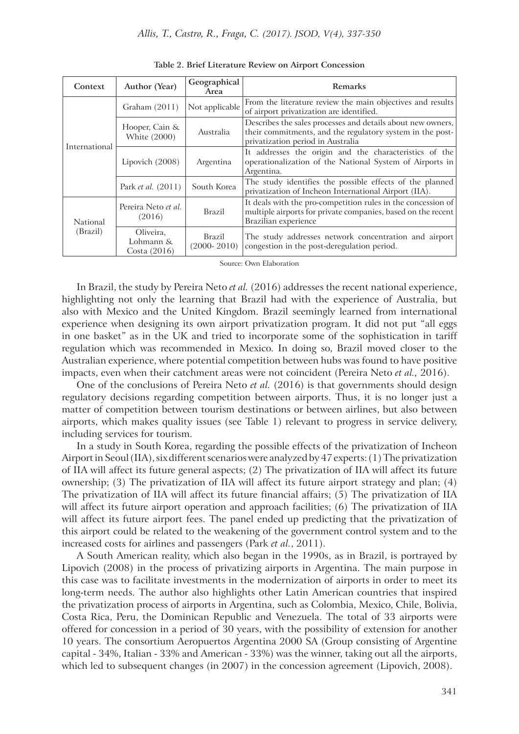**Table 2. Brief Literature Review on Airport Concession**

| Context | Author (Year) | Geographical Area | Remarks |
|---|---|---|---|
| International | Graham (2011) | Not applicable | From the literature review the main objectives and results of airport privatization are identified. |
| | Hooper, Cain & White (2000) | Australia | Describes the sales processes and details about new owners, their commitments, and the regulatory system in the post-privatization period in Australia |
| | Lipovich (2008) | Argentina | It addresses the origin and the characteristics of the operationalization of the National System of Airports in Argentina. |
| | Park *et al.* (2011) | South Korea | The study identifies the possible effects of the planned privatization of Incheon International Airport (IIA). |
| National (Brazil) | Pereira Neto *et al.* (2016) | Brazil | It deals with the pro-competition rules in the concession of multiple airports for private companies, based on the recent Brazilian experience |
| | Oliveira, Lohmann & Costa (2016) | Brazil (2000- 2010) | The study addresses network concentration and airport congestion in the post-deregulation period. |

Source: Own Elaboration

In Brazil, the study by Pereira Neto *et al.* (2016) addresses the recent national experience, highlighting not only the learning that Brazil had with the experience of Australia, but also with Mexico and the United Kingdom. Brazil seemingly learned from international experience when designing its own airport privatization program. It did not put "all eggs in one basket" as in the UK and tried to incorporate some of the sophistication in tariff regulation which was recommended in Mexico. In doing so, Brazil moved closer to the Australian experience, where potential competition between hubs was found to have positive impacts, even when their catchment areas were not coincident (Pereira Neto *et al.,* 2016).

One of the conclusions of Pereira Neto *et al.* (2016) is that governments should design regulatory decisions regarding competition between airports. Thus, it is no longer just a matter of competition between tourism destinations or between airlines, but also between airports, which makes quality issues (see Table 1) relevant to progress in service delivery, including services for tourism.

In a study in South Korea, regarding the possible effects of the privatization of Incheon Airport in Seoul (IIA), six different scenarios were analyzed by 47 experts: (1) The privatization of IIA will affect its future general aspects; (2) The privatization of IIA will affect its future ownership; (3) The privatization of IIA will affect its future airport strategy and plan; (4) The privatization of IIA will affect its future financial affairs; (5) The privatization of IIA will affect its future airport operation and approach facilities; (6) The privatization of IIA will affect its future airport fees. The panel ended up predicting that the privatization of this airport could be related to the weakening of the government control system and to the increased costs for airlines and passengers (Park *et al.*, 2011).

A South American reality, which also began in the 1990s, as in Brazil, is portrayed by Lipovich (2008) in the process of privatizing airports in Argentina. The main purpose in this case was to facilitate investments in the modernization of airports in order to meet its long-term needs. The author also highlights other Latin American countries that inspired the privatization process of airports in Argentina, such as Colombia, Mexico, Chile, Bolivia, Costa Rica, Peru, the Dominican Republic and Venezuela. The total of 33 airports were offered for concession in a period of 30 years, with the possibility of extension for another 10 years. The consortium Aeropuertos Argentina 2000 SA (Group consisting of Argentine capital - 34%, Italian - 33% and American - 33%) was the winner, taking out all the airports, which led to subsequent changes (in 2007) in the concession agreement (Lipovich, 2008).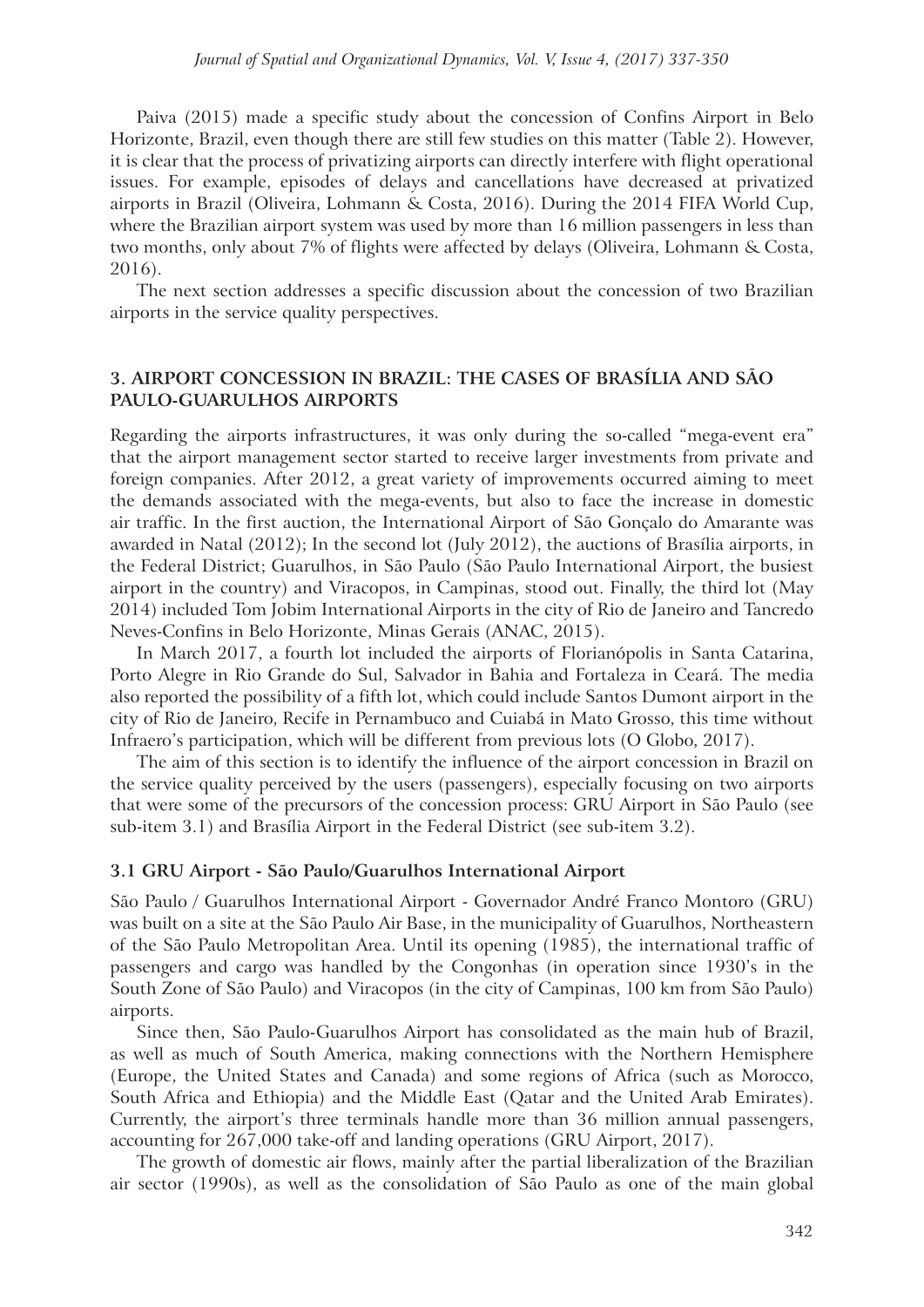Paiva (2015) made a specific study about the concession of Confins Airport in Belo Horizonte, Brazil, even though there are still few studies on this matter (Table 2). However, it is clear that the process of privatizing airports can directly interfere with flight operational issues. For example, episodes of delays and cancellations have decreased at privatized airports in Brazil (Oliveira, Lohmann & Costa, 2016). During the 2014 FIFA World Cup, where the Brazilian airport system was used by more than 16 million passengers in less than two months, only about 7% of flights were affected by delays (Oliveira, Lohmann & Costa, 2016).

The next section addresses a specific discussion about the concession of two Brazilian airports in the service quality perspectives.

## 3. AIRPORT CONCESSION IN BRAZIL: THE CASES OF BRASÍLIA AND SÃO PAULO-GUARULHOS AIRPORTS

Regarding the airports infrastructures, it was only during the so-called "mega-event era" that the airport management sector started to receive larger investments from private and foreign companies. After 2012, a great variety of improvements occurred aiming to meet the demands associated with the mega-events, but also to face the increase in domestic air traffic. In the first auction, the International Airport of São Gonçalo do Amarante was awarded in Natal (2012); In the second lot (July 2012), the auctions of Brasília airports, in the Federal District; Guarulhos, in São Paulo (São Paulo International Airport, the busiest airport in the country) and Viracopos, in Campinas, stood out. Finally, the third lot (May 2014) included Tom Jobim International Airports in the city of Rio de Janeiro and Tancredo Neves-Confins in Belo Horizonte, Minas Gerais (ANAC, 2015).

In March 2017, a fourth lot included the airports of Florianópolis in Santa Catarina, Porto Alegre in Rio Grande do Sul, Salvador in Bahia and Fortaleza in Ceará. The media also reported the possibility of a fifth lot, which could include Santos Dumont airport in the city of Rio de Janeiro, Recife in Pernambuco and Cuiabá in Mato Grosso, this time without Infraero's participation, which will be different from previous lots (O Globo, 2017).

The aim of this section is to identify the influence of the airport concession in Brazil on the service quality perceived by the users (passengers), especially focusing on two airports that were some of the precursors of the concession process: GRU Airport in São Paulo (see sub-item 3.1) and Brasília Airport in the Federal District (see sub-item 3.2).

### 3.1 GRU Airport - São Paulo/Guarulhos International Airport

São Paulo / Guarulhos International Airport - Governador André Franco Montoro (GRU) was built on a site at the São Paulo Air Base, in the municipality of Guarulhos, Northeastern of the São Paulo Metropolitan Area. Until its opening (1985), the international traffic of passengers and cargo was handled by the Congonhas (in operation since 1930's in the South Zone of São Paulo) and Viracopos (in the city of Campinas, 100 km from São Paulo) airports.

Since then, São Paulo-Guarulhos Airport has consolidated as the main hub of Brazil, as well as much of South America, making connections with the Northern Hemisphere (Europe, the United States and Canada) and some regions of Africa (such as Morocco, South Africa and Ethiopia) and the Middle East (Qatar and the United Arab Emirates). Currently, the airport's three terminals handle more than 36 million annual passengers, accounting for 267,000 take-off and landing operations (GRU Airport, 2017).

The growth of domestic air flows, mainly after the partial liberalization of the Brazilian air sector (1990s), as well as the consolidation of São Paulo as one of the main global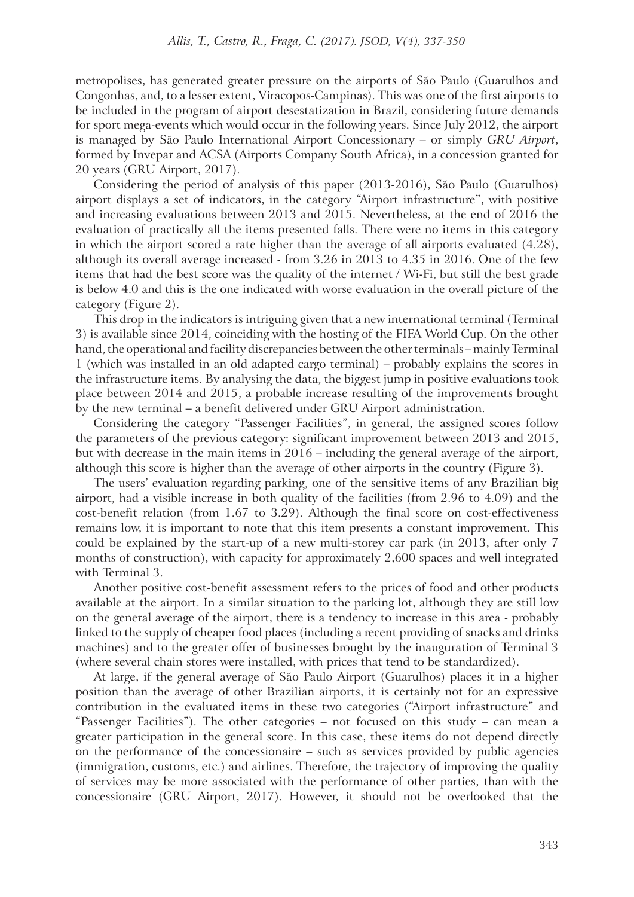metropolises, has generated greater pressure on the airports of São Paulo (Guarulhos and Congonhas, and, to a lesser extent, Viracopos-Campinas). This was one of the first airports to be included in the program of airport desestatization in Brazil, considering future demands for sport mega-events which would occur in the following years. Since July 2012, the airport is managed by São Paulo International Airport Concessionary – or simply *GRU Airport*, formed by Invepar and ACSA (Airports Company South Africa), in a concession granted for 20 years (GRU Airport, 2017).

Considering the period of analysis of this paper (2013-2016), São Paulo (Guarulhos) airport displays a set of indicators, in the category "Airport infrastructure", with positive and increasing evaluations between 2013 and 2015. Nevertheless, at the end of 2016 the evaluation of practically all the items presented falls. There were no items in this category in which the airport scored a rate higher than the average of all airports evaluated (4.28), although its overall average increased - from 3.26 in 2013 to 4.35 in 2016. One of the few items that had the best score was the quality of the internet / Wi-Fi, but still the best grade is below 4.0 and this is the one indicated with worse evaluation in the overall picture of the category (Figure 2).

This drop in the indicators is intriguing given that a new international terminal (Terminal 3) is available since 2014, coinciding with the hosting of the FIFA World Cup. On the other hand, the operational and facility discrepancies between the other terminals – mainly Terminal 1 (which was installed in an old adapted cargo terminal) – probably explains the scores in the infrastructure items. By analysing the data, the biggest jump in positive evaluations took place between 2014 and 2015, a probable increase resulting of the improvements brought by the new terminal – a benefit delivered under GRU Airport administration.

Considering the category "Passenger Facilities", in general, the assigned scores follow the parameters of the previous category: significant improvement between 2013 and 2015, but with decrease in the main items in 2016 – including the general average of the airport, although this score is higher than the average of other airports in the country (Figure 3).

The users' evaluation regarding parking, one of the sensitive items of any Brazilian big airport, had a visible increase in both quality of the facilities (from 2.96 to 4.09) and the cost-benefit relation (from 1.67 to 3.29). Although the final score on cost-effectiveness remains low, it is important to note that this item presents a constant improvement. This could be explained by the start-up of a new multi-storey car park (in 2013, after only 7 months of construction), with capacity for approximately 2,600 spaces and well integrated with Terminal 3.

Another positive cost-benefit assessment refers to the prices of food and other products available at the airport. In a similar situation to the parking lot, although they are still low on the general average of the airport, there is a tendency to increase in this area - probably linked to the supply of cheaper food places (including a recent providing of snacks and drinks machines) and to the greater offer of businesses brought by the inauguration of Terminal 3 (where several chain stores were installed, with prices that tend to be standardized).

At large, if the general average of São Paulo Airport (Guarulhos) places it in a higher position than the average of other Brazilian airports, it is certainly not for an expressive contribution in the evaluated items in these two categories ("Airport infrastructure" and "Passenger Facilities"). The other categories – not focused on this study – can mean a greater participation in the general score. In this case, these items do not depend directly on the performance of the concessionaire – such as services provided by public agencies (immigration, customs, etc.) and airlines. Therefore, the trajectory of improving the quality of services may be more associated with the performance of other parties, than with the concessionaire (GRU Airport, 2017). However, it should not be overlooked that the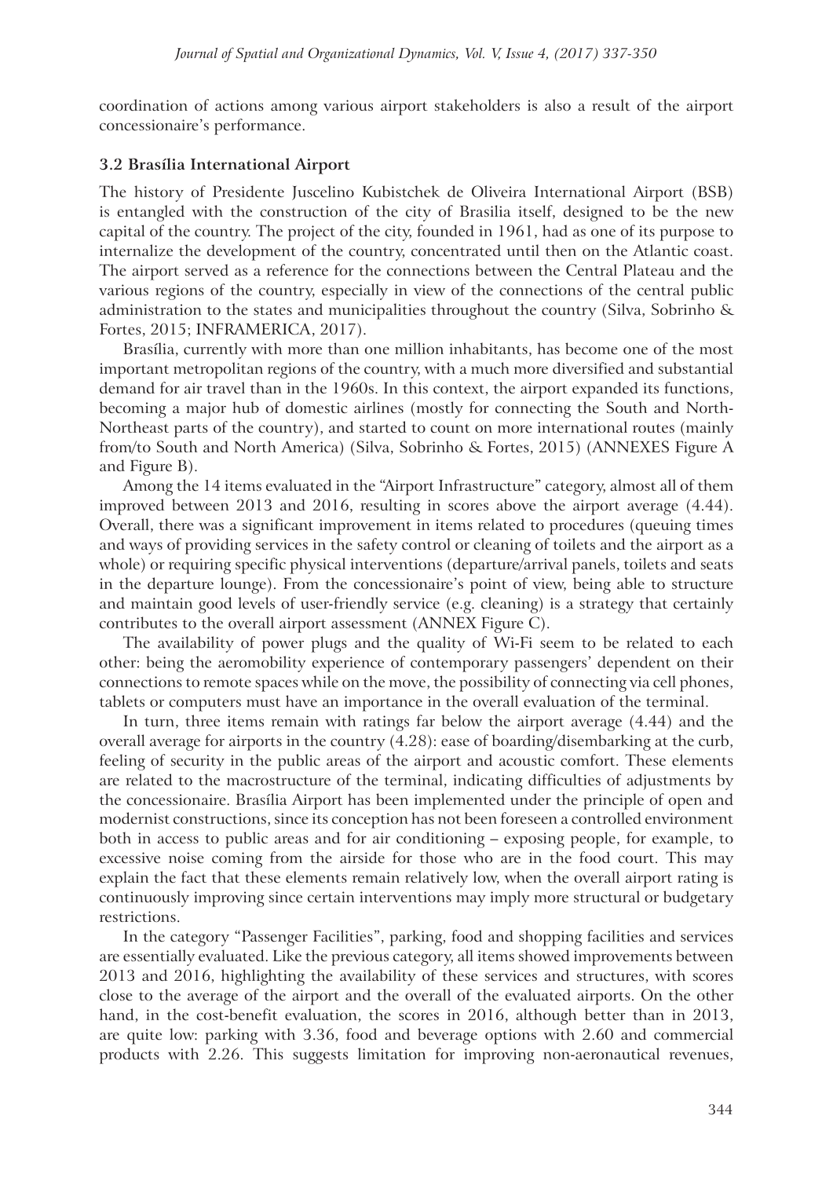coordination of actions among various airport stakeholders is also a result of the airport concessionaire's performance.

### 3.2 Brasília International Airport

The history of Presidente Juscelino Kubistchek de Oliveira International Airport (BSB) is entangled with the construction of the city of Brasilia itself, designed to be the new capital of the country. The project of the city, founded in 1961, had as one of its purpose to internalize the development of the country, concentrated until then on the Atlantic coast. The airport served as a reference for the connections between the Central Plateau and the various regions of the country, especially in view of the connections of the central public administration to the states and municipalities throughout the country (Silva, Sobrinho & Fortes, 2015; INFRAMERICA, 2017).

Brasília, currently with more than one million inhabitants, has become one of the most important metropolitan regions of the country, with a much more diversified and substantial demand for air travel than in the 1960s. In this context, the airport expanded its functions, becoming a major hub of domestic airlines (mostly for connecting the South and North-Northeast parts of the country), and started to count on more international routes (mainly from/to South and North America) (Silva, Sobrinho & Fortes, 2015) (ANNEXES Figure A and Figure B).

Among the 14 items evaluated in the "Airport Infrastructure" category, almost all of them improved between 2013 and 2016, resulting in scores above the airport average (4.44). Overall, there was a significant improvement in items related to procedures (queuing times and ways of providing services in the safety control or cleaning of toilets and the airport as a whole) or requiring specific physical interventions (departure/arrival panels, toilets and seats in the departure lounge). From the concessionaire's point of view, being able to structure and maintain good levels of user-friendly service (e.g. cleaning) is a strategy that certainly contributes to the overall airport assessment (ANNEX Figure C).

The availability of power plugs and the quality of Wi-Fi seem to be related to each other: being the aeromobility experience of contemporary passengers' dependent on their connections to remote spaces while on the move, the possibility of connecting via cell phones, tablets or computers must have an importance in the overall evaluation of the terminal.

In turn, three items remain with ratings far below the airport average (4.44) and the overall average for airports in the country (4.28): ease of boarding/disembarking at the curb, feeling of security in the public areas of the airport and acoustic comfort. These elements are related to the macrostructure of the terminal, indicating difficulties of adjustments by the concessionaire. Brasília Airport has been implemented under the principle of open and modernist constructions, since its conception has not been foreseen a controlled environment both in access to public areas and for air conditioning – exposing people, for example, to excessive noise coming from the airside for those who are in the food court. This may explain the fact that these elements remain relatively low, when the overall airport rating is continuously improving since certain interventions may imply more structural or budgetary restrictions.

In the category "Passenger Facilities", parking, food and shopping facilities and services are essentially evaluated. Like the previous category, all items showed improvements between 2013 and 2016, highlighting the availability of these services and structures, with scores close to the average of the airport and the overall of the evaluated airports. On the other hand, in the cost-benefit evaluation, the scores in 2016, although better than in 2013, are quite low: parking with 3.36, food and beverage options with 2.60 and commercial products with 2.26. This suggests limitation for improving non-aeronautical revenues,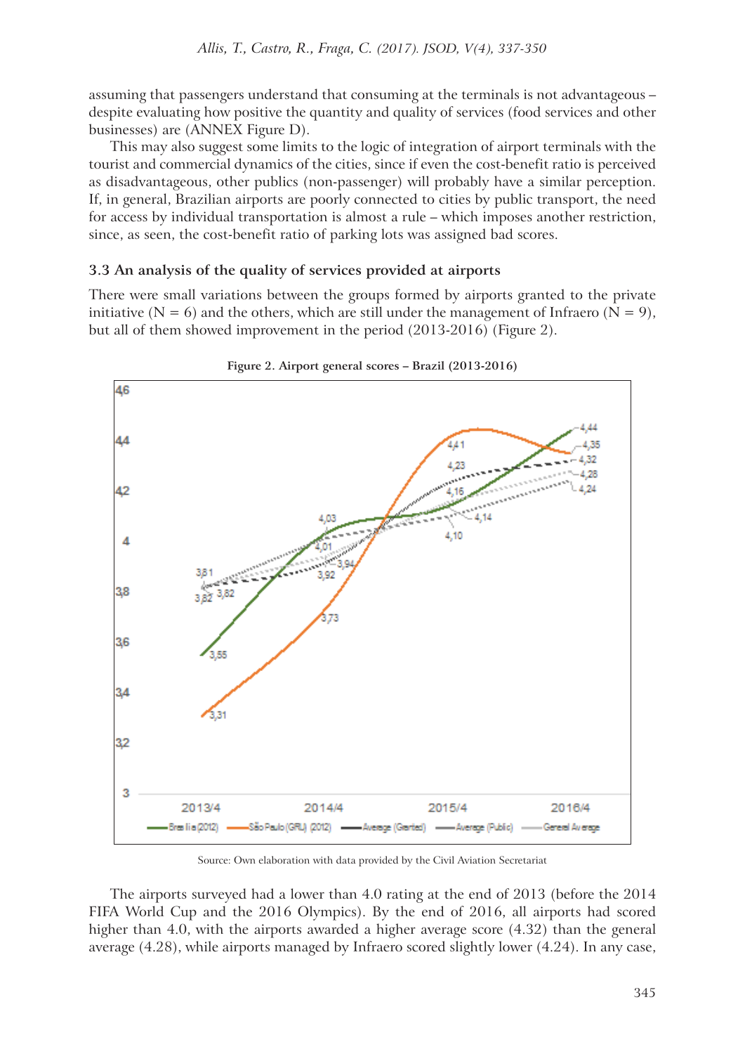assuming that passengers understand that consuming at the terminals is not advantageous – despite evaluating how positive the quantity and quality of services (food services and other businesses) are (ANNEX Figure D).

This may also suggest some limits to the logic of integration of airport terminals with the tourist and commercial dynamics of the cities, since if even the cost-benefit ratio is perceived as disadvantageous, other publics (non-passenger) will probably have a similar perception. If, in general, Brazilian airports are poorly connected to cities by public transport, the need for access by individual transportation is almost a rule – which imposes another restriction, since, as seen, the cost-benefit ratio of parking lots was assigned bad scores.

### 3.3 An analysis of the quality of services provided at airports

There were small variations between the groups formed by airports granted to the private initiative (N = 6) and the others, which are still under the management of Infraero (N = 9), but all of them showed improvement in the period (2013-2016) (Figure 2).

**Figure 2. Airport general scores – Brazil (2013-2016)**

Source: Own elaboration with data provided by the Civil Aviation Secretariat

The airports surveyed had a lower than 4.0 rating at the end of 2013 (before the 2014 FIFA World Cup and the 2016 Olympics). By the end of 2016, all airports had scored higher than 4.0, with the airports awarded a higher average score (4.32) than the general average (4.28), while airports managed by Infraero scored slightly lower (4.24). In any case,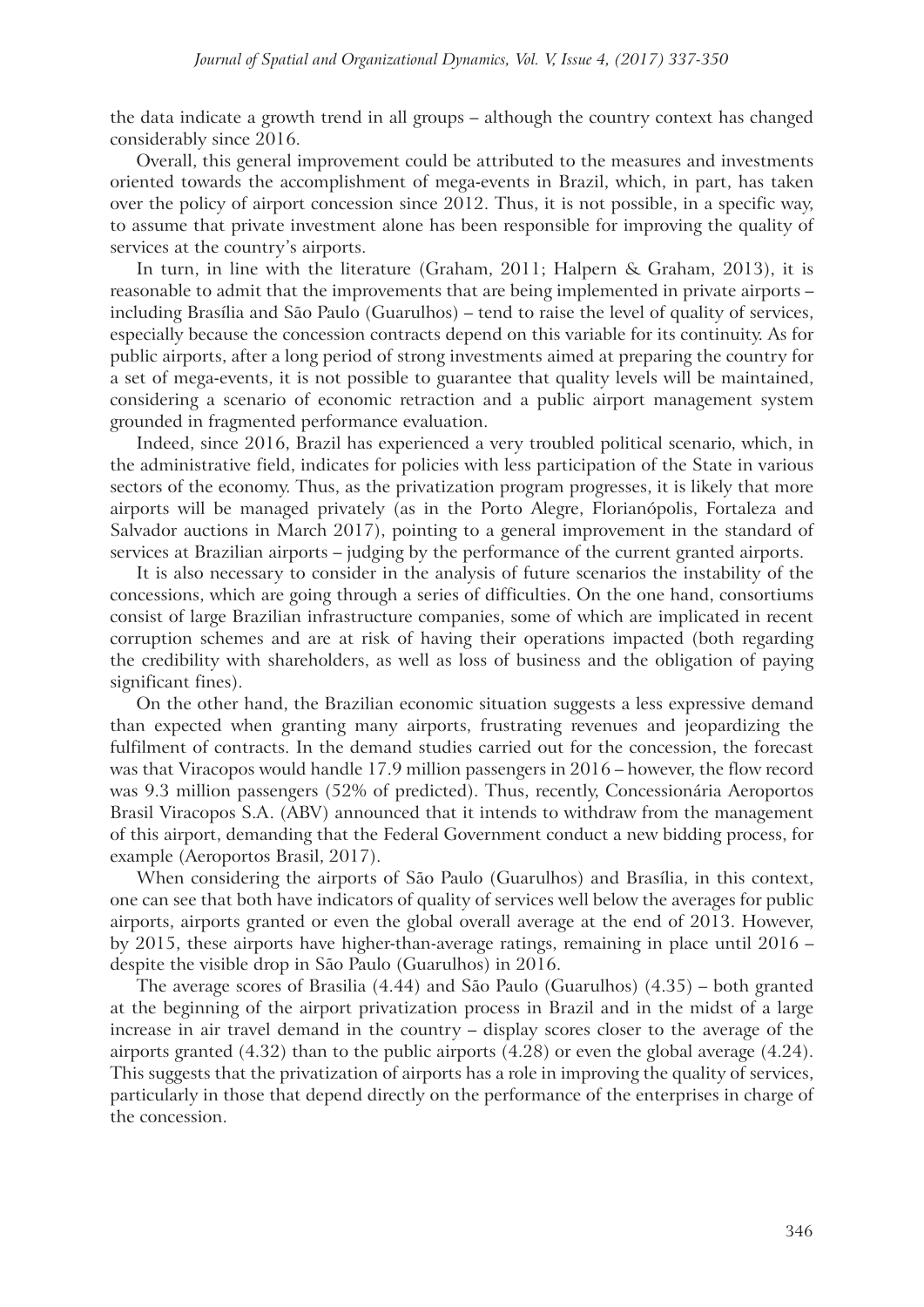the data indicate a growth trend in all groups – although the country context has changed considerably since 2016.

Overall, this general improvement could be attributed to the measures and investments oriented towards the accomplishment of mega-events in Brazil, which, in part, has taken over the policy of airport concession since 2012. Thus, it is not possible, in a specific way, to assume that private investment alone has been responsible for improving the quality of services at the country's airports.

In turn, in line with the literature (Graham, 2011; Halpern & Graham, 2013), it is reasonable to admit that the improvements that are being implemented in private airports – including Brasília and São Paulo (Guarulhos) – tend to raise the level of quality of services, especially because the concession contracts depend on this variable for its continuity. As for public airports, after a long period of strong investments aimed at preparing the country for a set of mega-events, it is not possible to guarantee that quality levels will be maintained, considering a scenario of economic retraction and a public airport management system grounded in fragmented performance evaluation.

Indeed, since 2016, Brazil has experienced a very troubled political scenario, which, in the administrative field, indicates for policies with less participation of the State in various sectors of the economy. Thus, as the privatization program progresses, it is likely that more airports will be managed privately (as in the Porto Alegre, Florianópolis, Fortaleza and Salvador auctions in March 2017), pointing to a general improvement in the standard of services at Brazilian airports – judging by the performance of the current granted airports.

It is also necessary to consider in the analysis of future scenarios the instability of the concessions, which are going through a series of difficulties. On the one hand, consortiums consist of large Brazilian infrastructure companies, some of which are implicated in recent corruption schemes and are at risk of having their operations impacted (both regarding the credibility with shareholders, as well as loss of business and the obligation of paying significant fines).

On the other hand, the Brazilian economic situation suggests a less expressive demand than expected when granting many airports, frustrating revenues and jeopardizing the fulfilment of contracts. In the demand studies carried out for the concession, the forecast was that Viracopos would handle 17.9 million passengers in 2016 – however, the flow record was 9.3 million passengers (52% of predicted). Thus, recently, Concessionária Aeroportos Brasil Viracopos S.A. (ABV) announced that it intends to withdraw from the management of this airport, demanding that the Federal Government conduct a new bidding process, for example (Aeroportos Brasil, 2017).

When considering the airports of São Paulo (Guarulhos) and Brasília, in this context, one can see that both have indicators of quality of services well below the averages for public airports, airports granted or even the global overall average at the end of 2013. However, by 2015, these airports have higher-than-average ratings, remaining in place until 2016 – despite the visible drop in São Paulo (Guarulhos) in 2016.

The average scores of Brasilia (4.44) and São Paulo (Guarulhos) (4.35) – both granted at the beginning of the airport privatization process in Brazil and in the midst of a large increase in air travel demand in the country – display scores closer to the average of the airports granted (4.32) than to the public airports (4.28) or even the global average (4.24). This suggests that the privatization of airports has a role in improving the quality of services, particularly in those that depend directly on the performance of the enterprises in charge of the concession.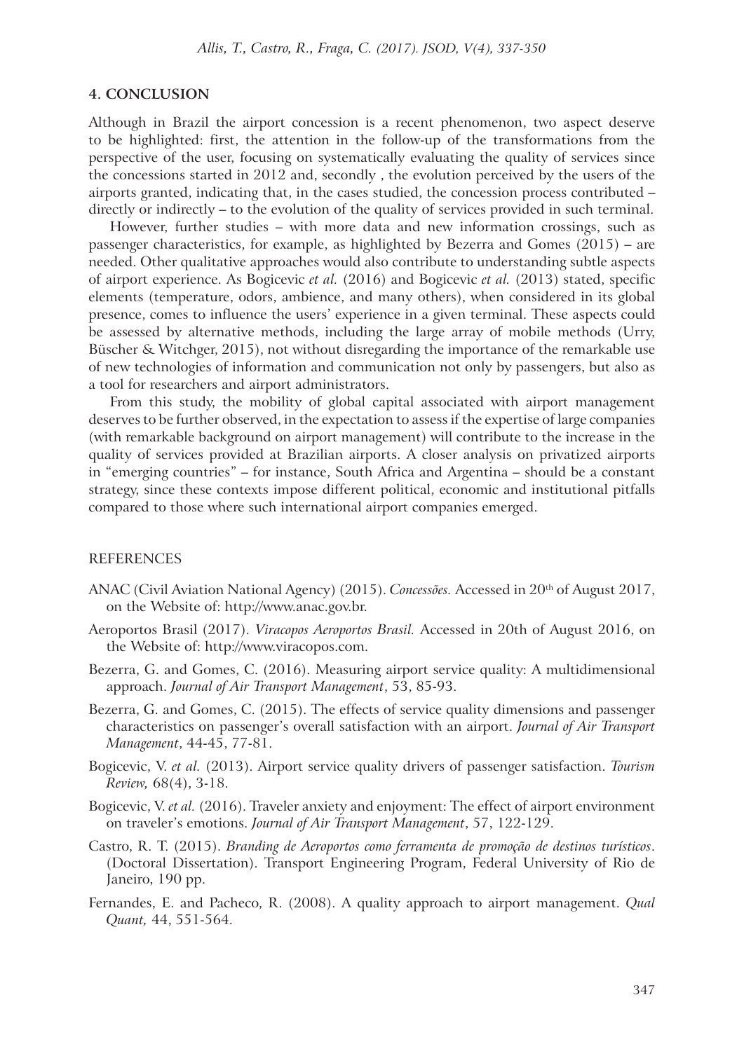## 4. CONCLUSION

Although in Brazil the airport concession is a recent phenomenon, two aspect deserve to be highlighted: first, the attention in the follow-up of the transformations from the perspective of the user, focusing on systematically evaluating the quality of services since the concessions started in 2012 and, secondly , the evolution perceived by the users of the airports granted, indicating that, in the cases studied, the concession process contributed – directly or indirectly – to the evolution of the quality of services provided in such terminal.

However, further studies – with more data and new information crossings, such as passenger characteristics, for example, as highlighted by Bezerra and Gomes (2015) – are needed. Other qualitative approaches would also contribute to understanding subtle aspects of airport experience. As Bogicevic *et al.* (2016) and Bogicevic *et al.* (2013) stated, specific elements (temperature, odors, ambience, and many others), when considered in its global presence, comes to influence the users' experience in a given terminal. These aspects could be assessed by alternative methods, including the large array of mobile methods (Urry, Büscher & Witchger, 2015), not without disregarding the importance of the remarkable use of new technologies of information and communication not only by passengers, but also as a tool for researchers and airport administrators.

From this study, the mobility of global capital associated with airport management deserves to be further observed, in the expectation to assess if the expertise of large companies (with remarkable background on airport management) will contribute to the increase in the quality of services provided at Brazilian airports. A closer analysis on privatized airports in "emerging countries" – for instance, South Africa and Argentina – should be a constant strategy, since these contexts impose different political, economic and institutional pitfalls compared to those where such international airport companies emerged.

## REFERENCES

ANAC (Civil Aviation National Agency) (2015). *Concessões.* Accessed in 20th of August 2017, on the Website of: http://www.anac.gov.br.

Aeroportos Brasil (2017). *Viracopos Aeroportos Brasil.* Accessed in 20th of August 2016, on the Website of: http://www.viracopos.com.

Bezerra, G. and Gomes, C. (2016). Measuring airport service quality: A multidimensional approach. *Journal of Air Transport Management*, 53, 85-93.

Bezerra, G. and Gomes, C. (2015). The effects of service quality dimensions and passenger characteristics on passenger's overall satisfaction with an airport. *Journal of Air Transport Management*, 44-45, 77-81.

Bogicevic, V. *et al.* (2013). Airport service quality drivers of passenger satisfaction. *Tourism Review,* 68(4), 3-18.

Bogicevic, V. *et al.* (2016). Traveler anxiety and enjoyment: The effect of airport environment on traveler's emotions. *Journal of Air Transport Management*, 57, 122-129.

Castro, R. T. (2015). *Branding de Aeroportos como ferramenta de promoção de destinos turísticos*. (Doctoral Dissertation). Transport Engineering Program, Federal University of Rio de Janeiro, 190 pp.

Fernandes, E. and Pacheco, R. (2008). A quality approach to airport management. *Qual Quant,* 44, 551-564.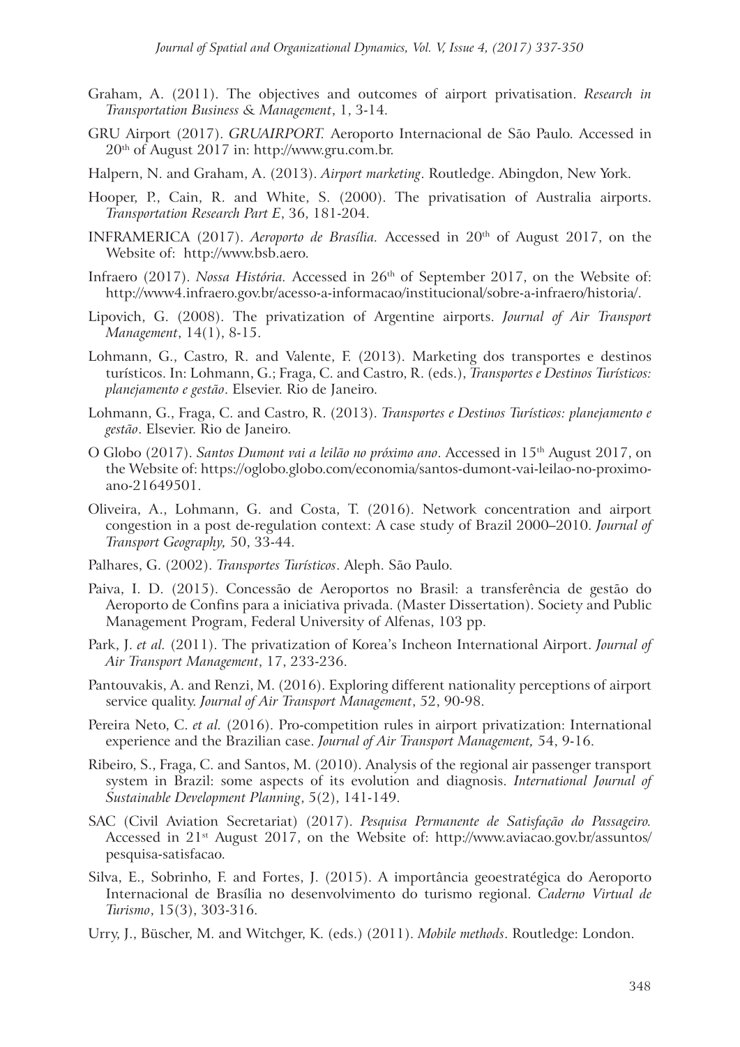Graham, A. (2011). The objectives and outcomes of airport privatisation. *Research in Transportation Business & Management*, 1, 3-14.

GRU Airport (2017). *GRUAIRPORT.* Aeroporto Internacional de São Paulo. Accessed in 20th of August 2017 in: http://www.gru.com.br.

Halpern, N. and Graham, A. (2013). *Airport marketing*. Routledge. Abingdon, New York.

Hooper, P., Cain, R. and White, S. (2000). The privatisation of Australia airports. *Transportation Research Part E*, 36, 181-204.

INFRAMERICA (2017). *Aeroporto de Brasília.* Accessed in 20th of August 2017, on the Website of: http://www.bsb.aero.

Infraero (2017). *Nossa História.* Accessed in 26th of September 2017, on the Website of: http://www4.infraero.gov.br/acesso-a-informacao/institucional/sobre-a-infraero/historia/.

Lipovich, G. (2008). The privatization of Argentine airports. *Journal of Air Transport Management*, 14(1), 8-15.

Lohmann, G., Castro, R. and Valente, F. (2013). Marketing dos transportes e destinos turísticos. In: Lohmann, G.; Fraga, C. and Castro, R. (eds.), *Transportes e Destinos Turísticos: planejamento e gestão*. Elsevier. Rio de Janeiro.

Lohmann, G., Fraga, C. and Castro, R. (2013). *Transportes e Destinos Turísticos: planejamento e gestão*. Elsevier. Rio de Janeiro.

O Globo (2017). *Santos Dumont vai a leilão no próximo ano*. Accessed in 15th August 2017, on the Website of: https://oglobo.globo.com/economia/santos-dumont-vai-leilao-no-proximo-ano-21649501.

Oliveira, A., Lohmann, G. and Costa, T. (2016). Network concentration and airport congestion in a post de-regulation context: A case study of Brazil 2000–2010. *Journal of Transport Geography,* 50, 33-44.

Palhares, G. (2002). *Transportes Turísticos*. Aleph. São Paulo.

Paiva, I. D. (2015). Concessão de Aeroportos no Brasil: a transferência de gestão do Aeroporto de Confins para a iniciativa privada. (Master Dissertation). Society and Public Management Program, Federal University of Alfenas, 103 pp.

Park, J. *et al.* (2011). The privatization of Korea's Incheon International Airport. *Journal of Air Transport Management*, 17, 233-236.

Pantouvakis, A. and Renzi, M. (2016). Exploring different nationality perceptions of airport service quality. *Journal of Air Transport Management*, 52, 90-98.

Pereira Neto, C. *et al.* (2016). Pro-competition rules in airport privatization: International experience and the Brazilian case. *Journal of Air Transport Management,* 54, 9-16.

Ribeiro, S., Fraga, C. and Santos, M. (2010). Analysis of the regional air passenger transport system in Brazil: some aspects of its evolution and diagnosis. *International Journal of Sustainable Development Planning*, 5(2), 141-149.

SAC (Civil Aviation Secretariat) (2017). *Pesquisa Permanente de Satisfação do Passageiro.* Accessed in 21st August 2017, on the Website of: http://www.aviacao.gov.br/assuntos/pesquisa-satisfacao.

Silva, E., Sobrinho, F. and Fortes, J. (2015). A importância geoestratégica do Aeroporto Internacional de Brasília no desenvolvimento do turismo regional. *Caderno Virtual de Turismo*, 15(3), 303-316.

Urry, J., Büscher, M. and Witchger, K. (eds.) (2011). *Mobile methods*. Routledge: London.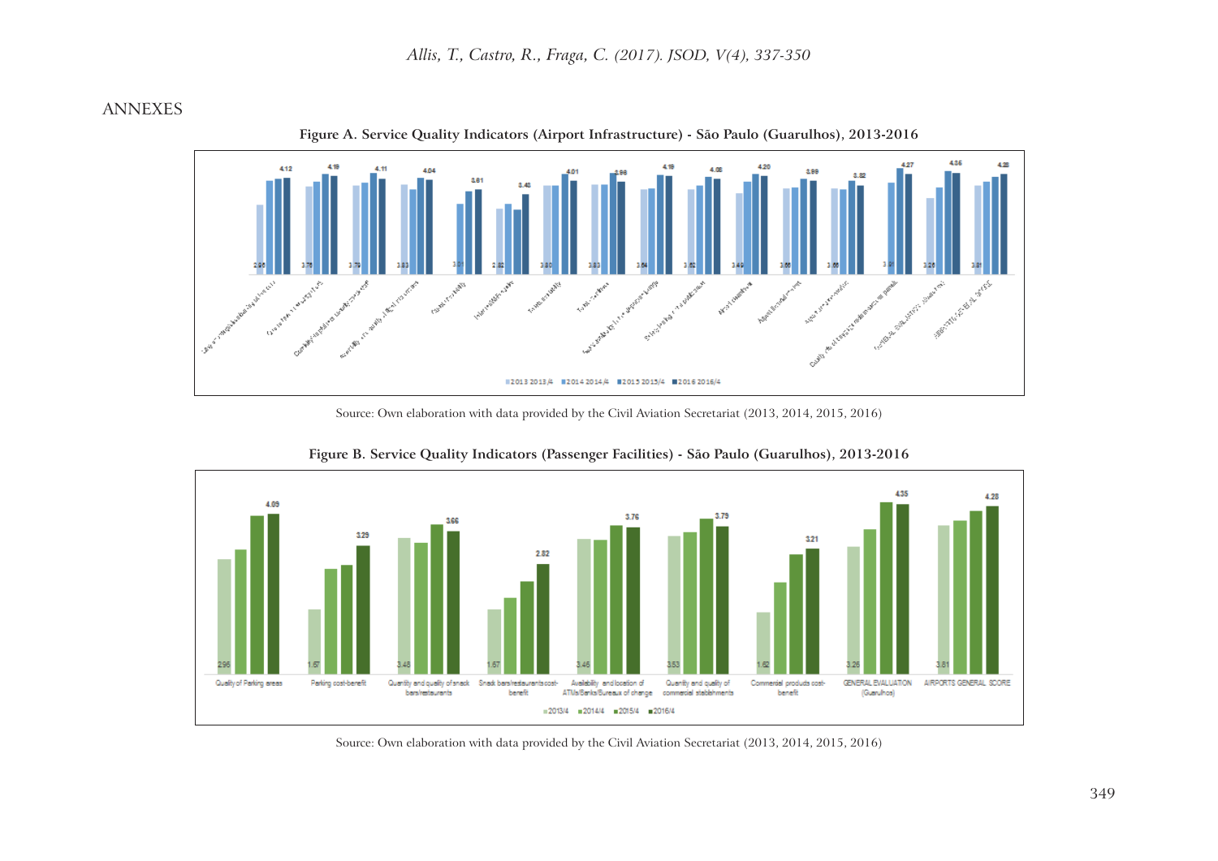ANNEXES

**Figure A. Service Quality Indicators (Airport Infrastructure) - São Paulo (Guarulhos), 2013-2016**

Source: Own elaboration with data provided by the Civil Aviation Secretariat (2013, 2014, 2015, 2016)

**Figure B. Service Quality Indicators (Passenger Facilities) - São Paulo (Guarulhos), 2013-2016**

Source: Own elaboration with data provided by the Civil Aviation Secretariat (2013, 2014, 2015, 2016)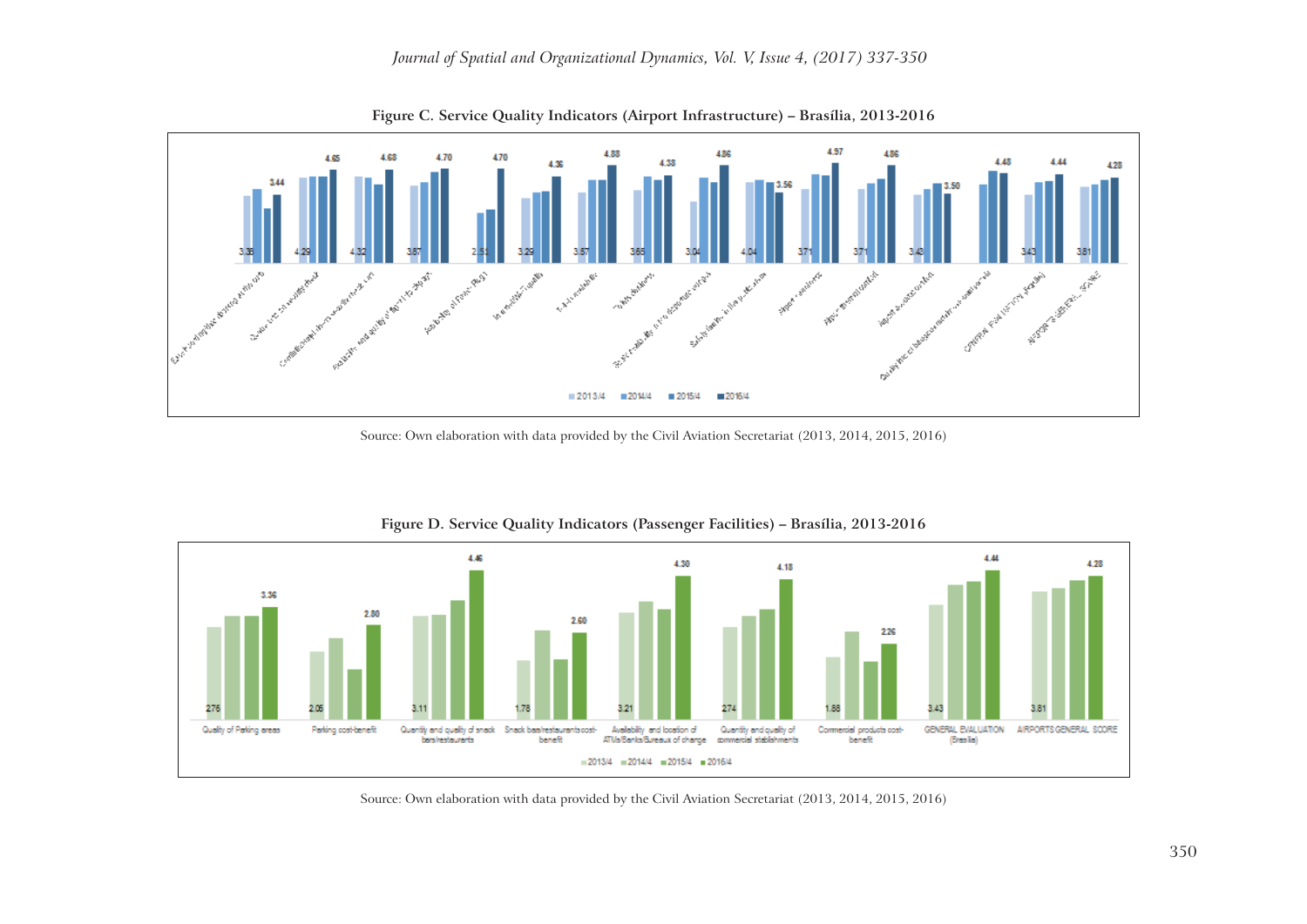**Figure C. Service Quality Indicators (Airport Infrastructure) – Brasília, 2013-2016**

3.38 3.44 4.29 4.65 4.32 4.68 3.87 4.70 2.51 4.70 3.29 4.36 3.57 4.88 3.65 4.38 3.04 4.86 4.04 3.56 3.71 4.97 3.71 4.86 3.43 3.50 4.48 3.43 4.44 3.81 4.28

■ 2013/4 ■ 2014/4 ■ 2015/4 ■ 2016/4

Source: Own elaboration with data provided by the Civil Aviation Secretariat (2013, 2014, 2015, 2016)

**Figure D. Service Quality Indicators (Passenger Facilities) – Brasília, 2013-2016**

Quality of Parking areas: 2.76, 3.36
Parking cost-benefit: 2.05, 2.80
Quantity and quality of snack bars/restaurants: 3.11, 4.46
Snack bars/restaurants cost-benefit: 1.78, 2.60
Availability and location of ATMs/Banks/Bureaux of charge: 3.21, 4.30
Quantity and quality of commercial stablishments: 2.74, 4.18
Commercial products cost-benefit: 1.88, 2.26
GENERAL EVALUATION (Brasília): 3.43, 4.44
AIRPORTS GENERAL SCORE: 3.81, 4.28

■ 2013/4 ■ 2014/4 ■ 2015/4 ■ 2016/4

Source: Own elaboration with data provided by the Civil Aviation Secretariat (2013, 2014, 2015, 2016)